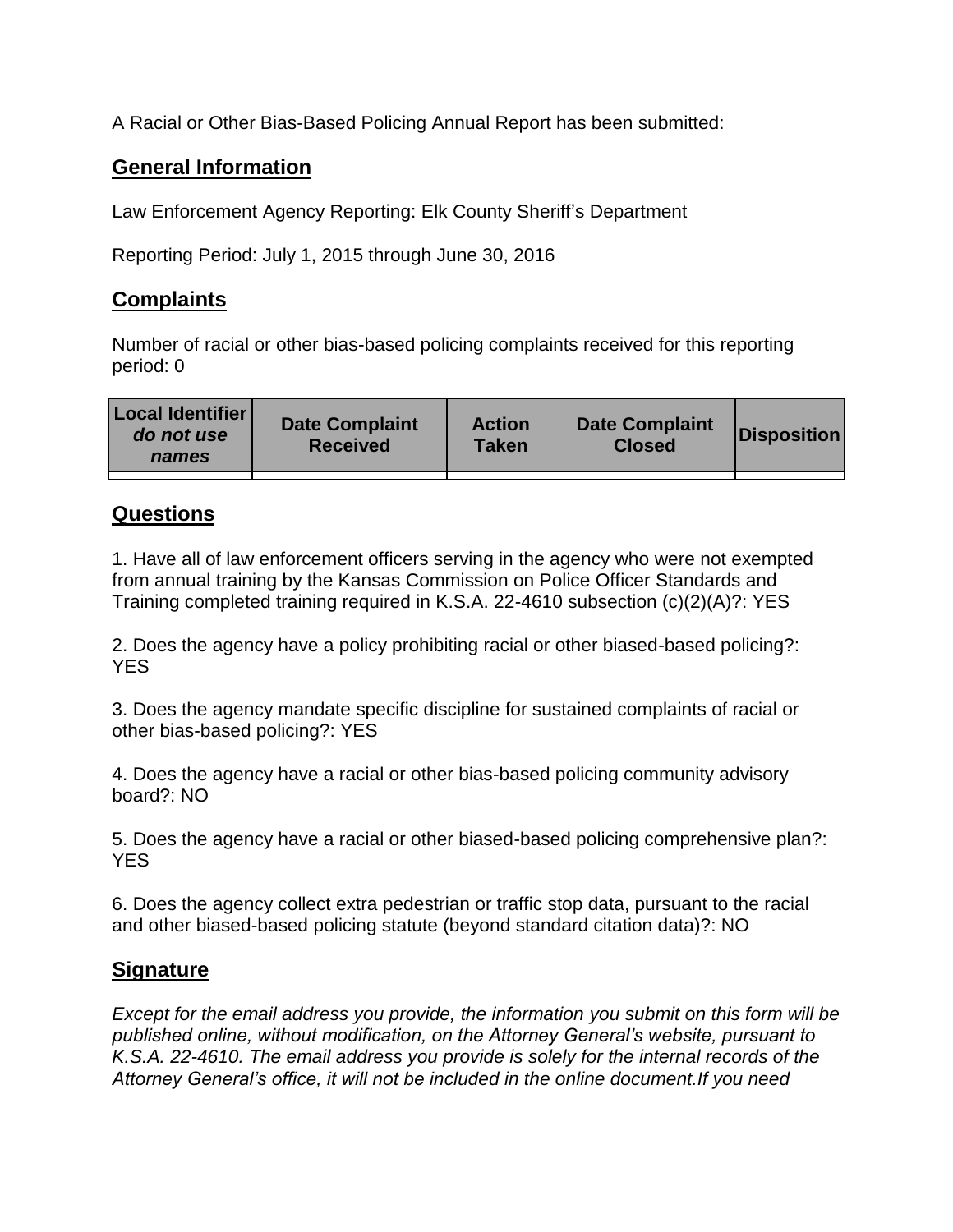A Racial or Other Bias-Based Policing Annual Report has been submitted:

## General Information

Law Enforcement Agency Reporting: Elk County Sheriff's Department

Reporting Period: July 1, 2015 through June 30, 2016

## Complaints

Number of racial or other bias-based policing complaints received for this reporting period: 0

| Local Identifier *do not use names* | Date Complaint Received | Action Taken | Date Complaint Closed | Disposition |
|---|---|---|---|---|
| | | | | |

## Questions

1. Have all of law enforcement officers serving in the agency who were not exempted from annual training by the Kansas Commission on Police Officer Standards and Training completed training required in K.S.A. 22-4610 subsection (c)(2)(A)?: YES

2. Does the agency have a policy prohibiting racial or other biased-based policing?: YES

3. Does the agency mandate specific discipline for sustained complaints of racial or other bias-based policing?: YES

4. Does the agency have a racial or other bias-based policing community advisory board?: NO

5. Does the agency have a racial or other biased-based policing comprehensive plan?: YES

6. Does the agency collect extra pedestrian or traffic stop data, pursuant to the racial and other biased-based policing statute (beyond standard citation data)?: NO

## Signature

*Except for the email address you provide, the information you submit on this form will be published online, without modification, on the Attorney General's website, pursuant to K.S.A. 22-4610. The email address you provide is solely for the internal records of the Attorney General's office, it will not be included in the online document.If you need*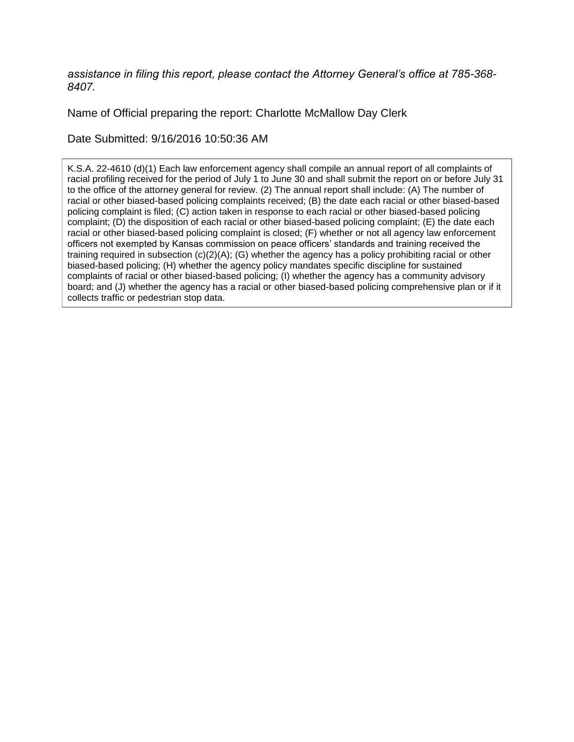*assistance in filing this report, please contact the Attorney General's office at 785-368-8407.*

Name of Official preparing the report: Charlotte McMallow Day Clerk

Date Submitted: 9/16/2016 10:50:36 AM

K.S.A. 22-4610 (d)(1) Each law enforcement agency shall compile an annual report of all complaints of racial profiling received for the period of July 1 to June 30 and shall submit the report on or before July 31 to the office of the attorney general for review. (2) The annual report shall include: (A) The number of racial or other biased-based policing complaints received; (B) the date each racial or other biased-based policing complaint is filed; (C) action taken in response to each racial or other biased-based policing complaint; (D) the disposition of each racial or other biased-based policing complaint; (E) the date each racial or other biased-based policing complaint is closed; (F) whether or not all agency law enforcement officers not exempted by Kansas commission on peace officers' standards and training received the training required in subsection (c)(2)(A); (G) whether the agency has a policy prohibiting racial or other biased-based policing; (H) whether the agency policy mandates specific discipline for sustained complaints of racial or other biased-based policing; (I) whether the agency has a community advisory board; and (J) whether the agency has a racial or other biased-based policing comprehensive plan or if it collects traffic or pedestrian stop data.